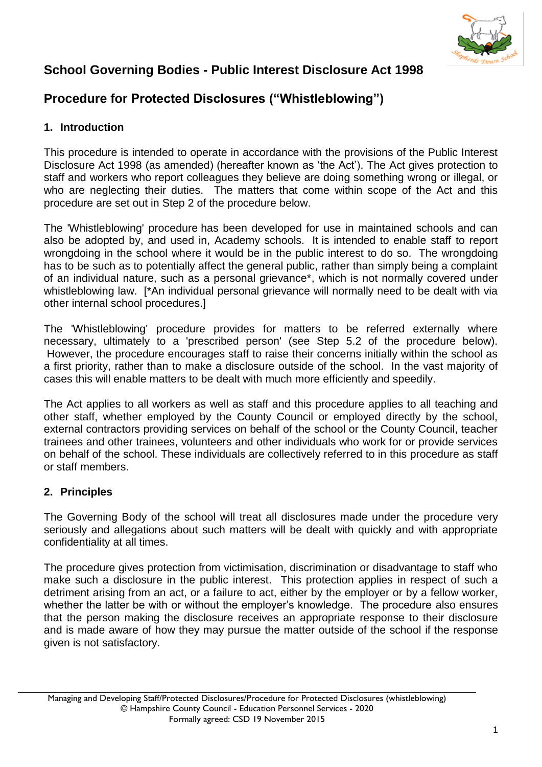# School Governing Bodies - Public Interest Disclosure Act 1998

## Procedure for Protected Disclosures ("Whistleblowing")

### 1. Introduction

This procedure is intended to operate in accordance with the provisions of the Public Interest Disclosure Act 1998 (as amended) (hereafter known as 'the Act'). The Act gives protection to staff and workers who report colleagues they believe are doing something wrong or illegal, or who are neglecting their duties. The matters that come within scope of the Act and this procedure are set out in Step 2 of the procedure below.

The 'Whistleblowing' procedure has been developed for use in maintained schools and can also be adopted by, and used in, Academy schools. It is intended to enable staff to report wrongdoing in the school where it would be in the public interest to do so. The wrongdoing has to be such as to potentially affect the general public, rather than simply being a complaint of an individual nature, such as a personal grievance*, which is not normally covered under whistleblowing law. [*An individual personal grievance will normally need to be dealt with via other internal school procedures.]

The 'Whistleblowing' procedure provides for matters to be referred externally where necessary, ultimately to a 'prescribed person' (see Step 5.2 of the procedure below). However, the procedure encourages staff to raise their concerns initially within the school as a first priority, rather than to make a disclosure outside of the school. In the vast majority of cases this will enable matters to be dealt with much more efficiently and speedily.

The Act applies to all workers as well as staff and this procedure applies to all teaching and other staff, whether employed by the County Council or employed directly by the school, external contractors providing services on behalf of the school or the County Council, teacher trainees and other trainees, volunteers and other individuals who work for or provide services on behalf of the school. These individuals are collectively referred to in this procedure as staff or staff members.

### 2. Principles

The Governing Body of the school will treat all disclosures made under the procedure very seriously and allegations about such matters will be dealt with quickly and with appropriate confidentiality at all times.

The procedure gives protection from victimisation, discrimination or disadvantage to staff who make such a disclosure in the public interest. This protection applies in respect of such a detriment arising from an act, or a failure to act, either by the employer or by a fellow worker, whether the latter be with or without the employer's knowledge. The procedure also ensures that the person making the disclosure receives an appropriate response to their disclosure and is made aware of how they may pursue the matter outside of the school if the response given is not satisfactory.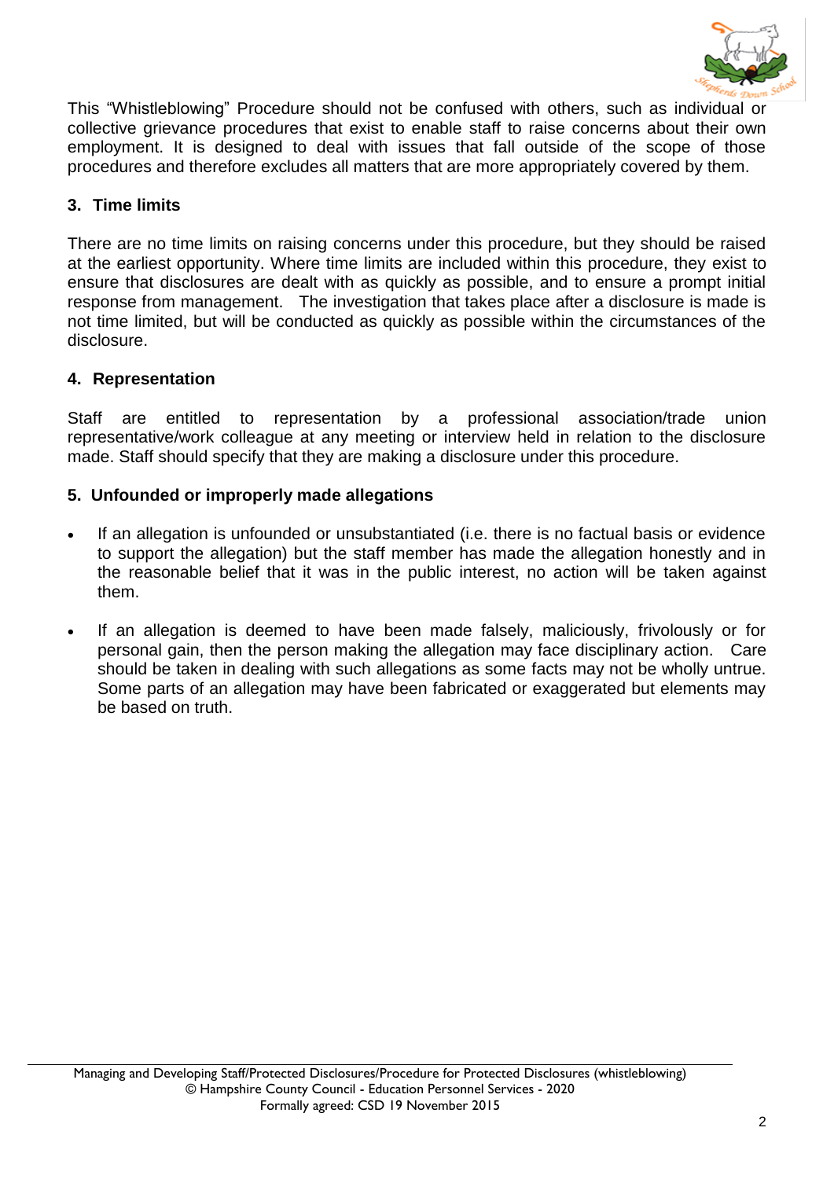This "Whistleblowing" Procedure should not be confused with others, such as individual or collective grievance procedures that exist to enable staff to raise concerns about their own employment. It is designed to deal with issues that fall outside of the scope of those procedures and therefore excludes all matters that are more appropriately covered by them.

### 3. Time limits

There are no time limits on raising concerns under this procedure, but they should be raised at the earliest opportunity. Where time limits are included within this procedure, they exist to ensure that disclosures are dealt with as quickly as possible, and to ensure a prompt initial response from management. The investigation that takes place after a disclosure is made is not time limited, but will be conducted as quickly as possible within the circumstances of the disclosure.

### 4. Representation

Staff are entitled to representation by a professional association/trade union representative/work colleague at any meeting or interview held in relation to the disclosure made. Staff should specify that they are making a disclosure under this procedure.

### 5. Unfounded or improperly made allegations

- If an allegation is unfounded or unsubstantiated (i.e. there is no factual basis or evidence to support the allegation) but the staff member has made the allegation honestly and in the reasonable belief that it was in the public interest, no action will be taken against them.
- If an allegation is deemed to have been made falsely, maliciously, frivolously or for personal gain, then the person making the allegation may face disciplinary action. Care should be taken in dealing with such allegations as some facts may not be wholly untrue. Some parts of an allegation may have been fabricated or exaggerated but elements may be based on truth.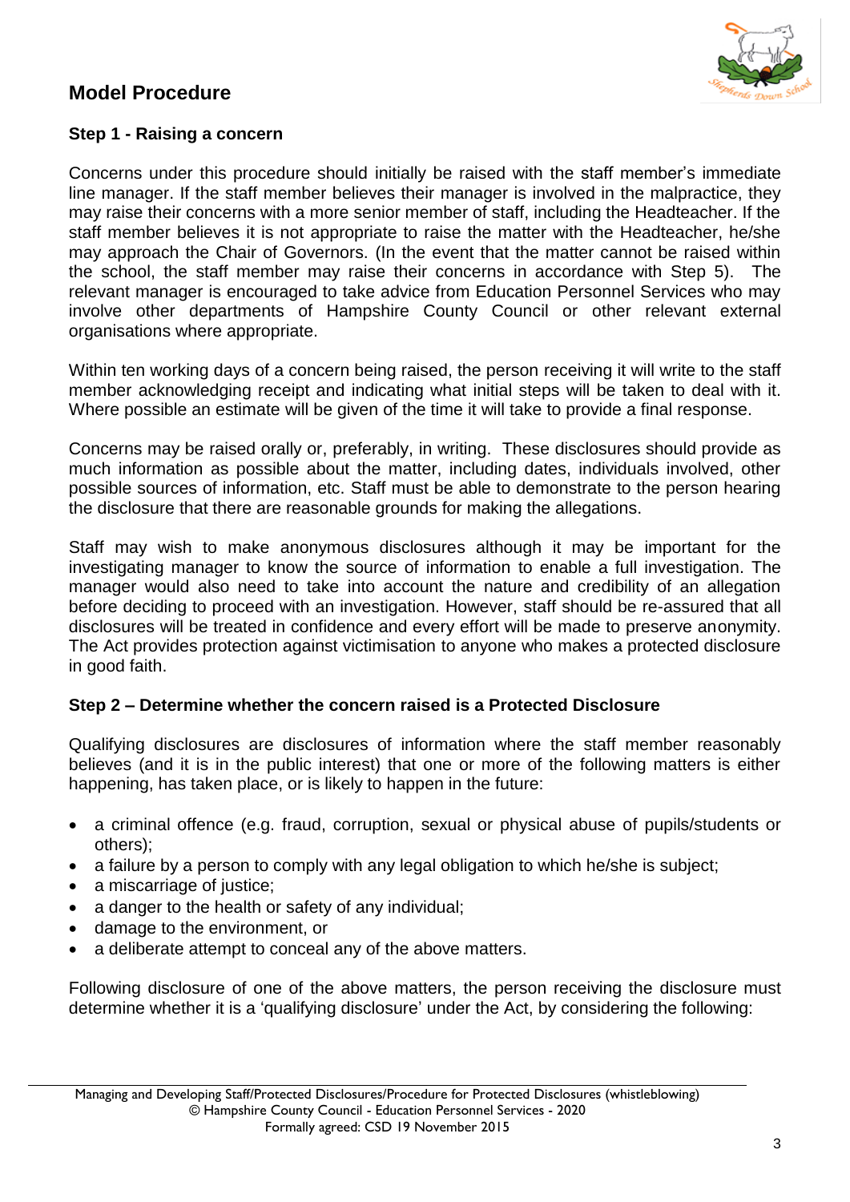## Model Procedure

### Step 1 - Raising a concern

Concerns under this procedure should initially be raised with the staff member's immediate line manager. If the staff member believes their manager is involved in the malpractice, they may raise their concerns with a more senior member of staff, including the Headteacher. If the staff member believes it is not appropriate to raise the matter with the Headteacher, he/she may approach the Chair of Governors. (In the event that the matter cannot be raised within the school, the staff member may raise their concerns in accordance with Step 5). The relevant manager is encouraged to take advice from Education Personnel Services who may involve other departments of Hampshire County Council or other relevant external organisations where appropriate.

Within ten working days of a concern being raised, the person receiving it will write to the staff member acknowledging receipt and indicating what initial steps will be taken to deal with it. Where possible an estimate will be given of the time it will take to provide a final response.

Concerns may be raised orally or, preferably, in writing. These disclosures should provide as much information as possible about the matter, including dates, individuals involved, other possible sources of information, etc. Staff must be able to demonstrate to the person hearing the disclosure that there are reasonable grounds for making the allegations.

Staff may wish to make anonymous disclosures although it may be important for the investigating manager to know the source of information to enable a full investigation. The manager would also need to take into account the nature and credibility of an allegation before deciding to proceed with an investigation. However, staff should be re-assured that all disclosures will be treated in confidence and every effort will be made to preserve anonymity. The Act provides protection against victimisation to anyone who makes a protected disclosure in good faith.

### Step 2 – Determine whether the concern raised is a Protected Disclosure

Qualifying disclosures are disclosures of information where the staff member reasonably believes (and it is in the public interest) that one or more of the following matters is either happening, has taken place, or is likely to happen in the future:

- a criminal offence (e.g. fraud, corruption, sexual or physical abuse of pupils/students or others);
- a failure by a person to comply with any legal obligation to which he/she is subject;
- a miscarriage of justice;
- a danger to the health or safety of any individual;
- damage to the environment, or
- a deliberate attempt to conceal any of the above matters.

Following disclosure of one of the above matters, the person receiving the disclosure must determine whether it is a 'qualifying disclosure' under the Act, by considering the following: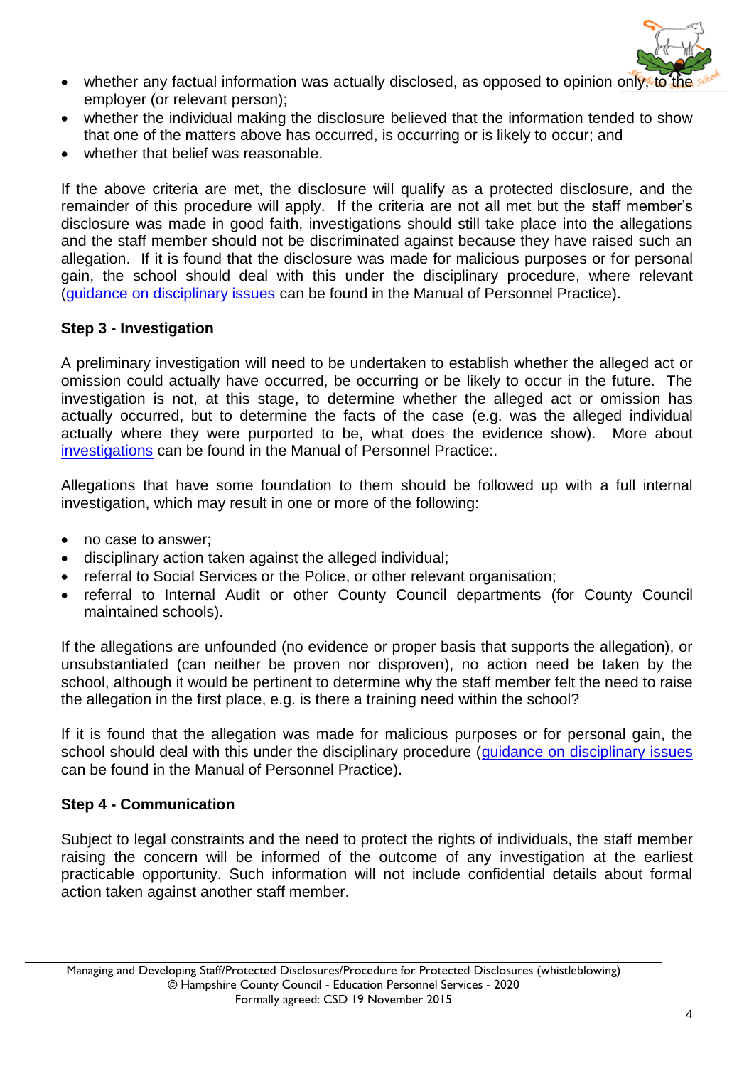- whether any factual information was actually disclosed, as opposed to opinion only, to the employer (or relevant person);
- whether the individual making the disclosure believed that the information tended to show that one of the matters above has occurred, is occurring or is likely to occur; and
- whether that belief was reasonable.

If the above criteria are met, the disclosure will qualify as a protected disclosure, and the remainder of this procedure will apply. If the criteria are not all met but the staff member's disclosure was made in good faith, investigations should still take place into the allegations and the staff member should not be discriminated against because they have raised such an allegation. If it is found that the disclosure was made for malicious purposes or for personal gain, the school should deal with this under the disciplinary procedure, where relevant (guidance on disciplinary issues can be found in the Manual of Personnel Practice).

**Step 3 - Investigation**

A preliminary investigation will need to be undertaken to establish whether the alleged act or omission could actually have occurred, be occurring or be likely to occur in the future. The investigation is not, at this stage, to determine whether the alleged act or omission has actually occurred, but to determine the facts of the case (e.g. was the alleged individual actually where they were purported to be, what does the evidence show). More about investigations can be found in the Manual of Personnel Practice:.

Allegations that have some foundation to them should be followed up with a full internal investigation, which may result in one or more of the following:

- no case to answer;
- disciplinary action taken against the alleged individual;
- referral to Social Services or the Police, or other relevant organisation;
- referral to Internal Audit or other County Council departments (for County Council maintained schools).

If the allegations are unfounded (no evidence or proper basis that supports the allegation), or unsubstantiated (can neither be proven nor disproven), no action need be taken by the school, although it would be pertinent to determine why the staff member felt the need to raise the allegation in the first place, e.g. is there a training need within the school?

If it is found that the allegation was made for malicious purposes or for personal gain, the school should deal with this under the disciplinary procedure (guidance on disciplinary issues can be found in the Manual of Personnel Practice).

**Step 4 - Communication**

Subject to legal constraints and the need to protect the rights of individuals, the staff member raising the concern will be informed of the outcome of any investigation at the earliest practicable opportunity. Such information will not include confidential details about formal action taken against another staff member.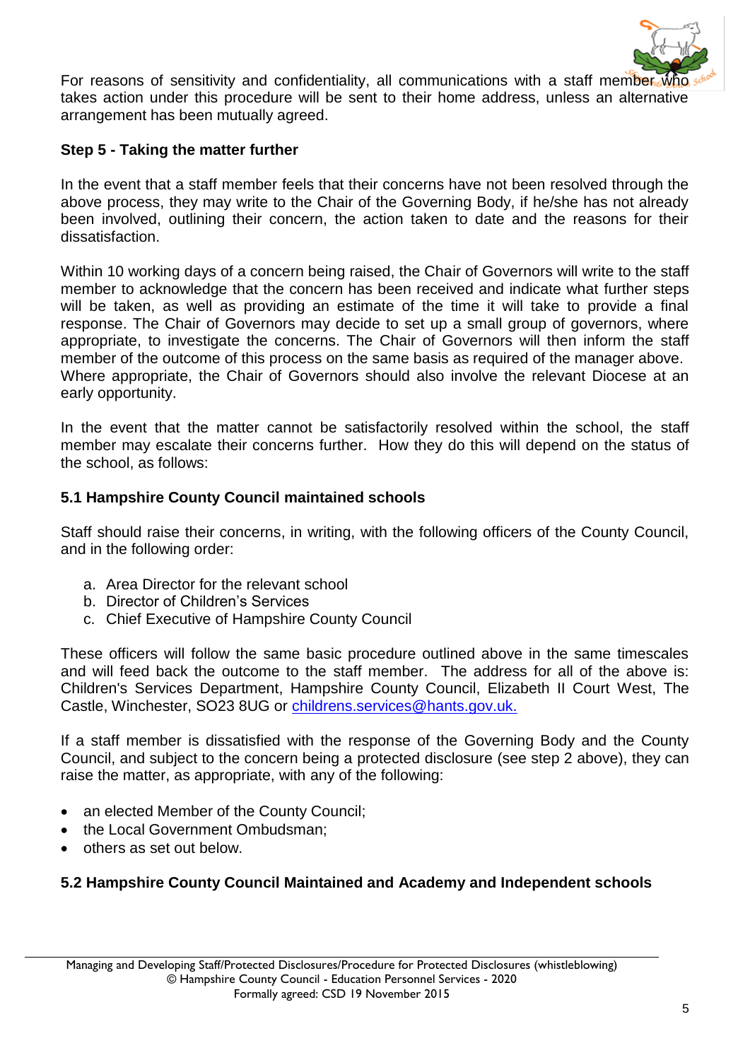For reasons of sensitivity and confidentiality, all communications with a staff member who takes action under this procedure will be sent to their home address, unless an alternative arrangement has been mutually agreed.

**Step 5 - Taking the matter further**

In the event that a staff member feels that their concerns have not been resolved through the above process, they may write to the Chair of the Governing Body, if he/she has not already been involved, outlining their concern, the action taken to date and the reasons for their dissatisfaction.

Within 10 working days of a concern being raised, the Chair of Governors will write to the staff member to acknowledge that the concern has been received and indicate what further steps will be taken, as well as providing an estimate of the time it will take to provide a final response. The Chair of Governors may decide to set up a small group of governors, where appropriate, to investigate the concerns. The Chair of Governors will then inform the staff member of the outcome of this process on the same basis as required of the manager above. Where appropriate, the Chair of Governors should also involve the relevant Diocese at an early opportunity.

In the event that the matter cannot be satisfactorily resolved within the school, the staff member may escalate their concerns further. How they do this will depend on the status of the school, as follows:

**5.1 Hampshire County Council maintained schools**

Staff should raise their concerns, in writing, with the following officers of the County Council, and in the following order:

a. Area Director for the relevant school
b. Director of Children's Services
c. Chief Executive of Hampshire County Council

These officers will follow the same basic procedure outlined above in the same timescales and will feed back the outcome to the staff member. The address for all of the above is: Children's Services Department, Hampshire County Council, Elizabeth II Court West, The Castle, Winchester, SO23 8UG or childrens.services@hants.gov.uk.

If a staff member is dissatisfied with the response of the Governing Body and the County Council, and subject to the concern being a protected disclosure (see step 2 above), they can raise the matter, as appropriate, with any of the following:

- an elected Member of the County Council;
- the Local Government Ombudsman;
- others as set out below.

**5.2 Hampshire County Council Maintained and Academy and Independent schools**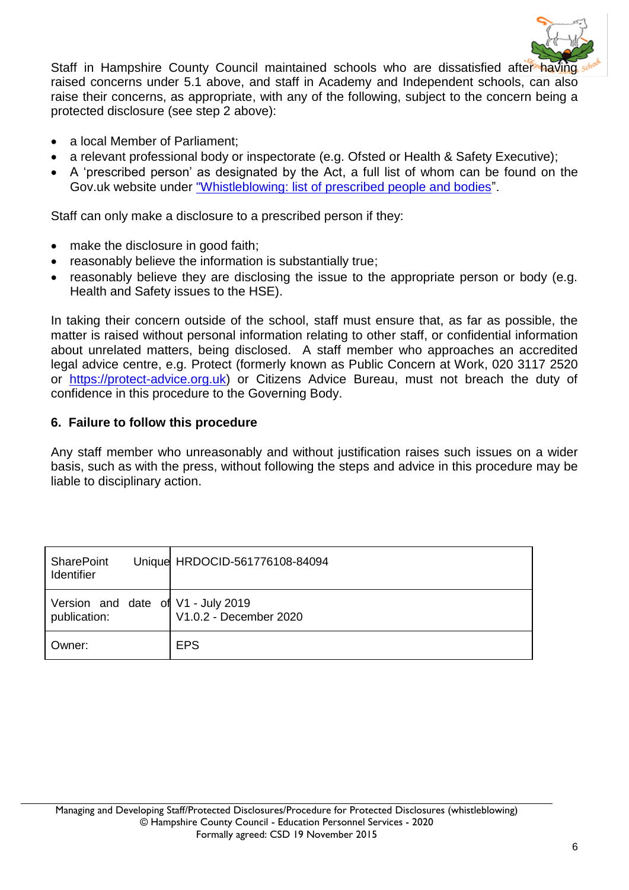Staff in Hampshire County Council maintained schools who are dissatisfied after having raised concerns under 5.1 above, and staff in Academy and Independent schools, can also raise their concerns, as appropriate, with any of the following, subject to the concern being a protected disclosure (see step 2 above):

- a local Member of Parliament;
- a relevant professional body or inspectorate (e.g. Ofsted or Health & Safety Executive);
- A 'prescribed person' as designated by the Act, a full list of whom can be found on the Gov.uk website under "Whistleblowing: list of prescribed people and bodies".

Staff can only make a disclosure to a prescribed person if they:

- make the disclosure in good faith;
- reasonably believe the information is substantially true;
- reasonably believe they are disclosing the issue to the appropriate person or body (e.g. Health and Safety issues to the HSE).

In taking their concern outside of the school, staff must ensure that, as far as possible, the matter is raised without personal information relating to other staff, or confidential information about unrelated matters, being disclosed. A staff member who approaches an accredited legal advice centre, e.g. Protect (formerly known as Public Concern at Work, 020 3117 2520 or https://protect-advice.org.uk) or Citizens Advice Bureau, must not breach the duty of confidence in this procedure to the Governing Body.

## 6. Failure to follow this procedure

Any staff member who unreasonably and without justification raises such issues on a wider basis, such as with the press, without following the steps and advice in this procedure may be liable to disciplinary action.

| | |
|---|---|
| SharePoint Unique Identifier | HRDOCID-561776108-84094 |
| Version and date of publication: | V1 - July 2019<br>V1.0.2 - December 2020 |
| Owner: | EPS |

Managing and Developing Staff/Protected Disclosures/Procedure for Protected Disclosures (whistleblowing)
© Hampshire County Council - Education Personnel Services - 2020
Formally agreed: CSD 19 November 2015